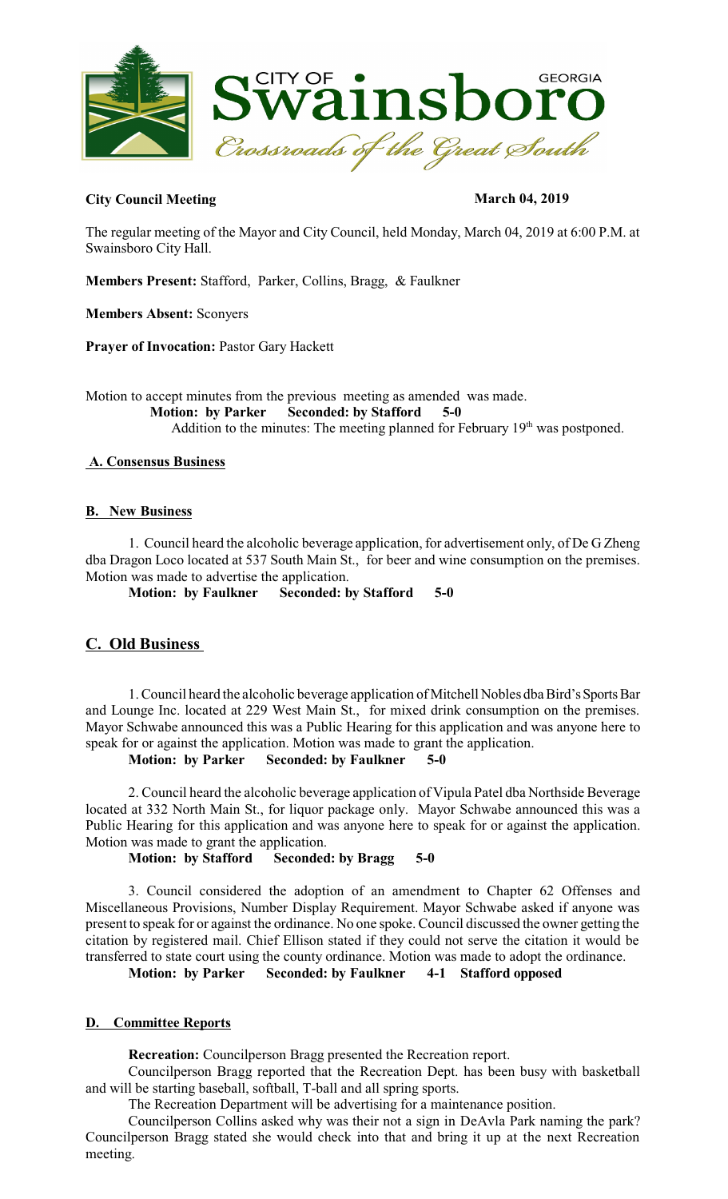**City Council Meeting** **March 04, 2019**

The regular meeting of the Mayor and City Council, held Monday, March 04, 2019 at 6:00 P.M. at Swainsboro City Hall.

**Members Present:** Stafford, Parker, Collins, Bragg, & Faulkner

**Members Absent:** Sconyers

**Prayer of Invocation:** Pastor Gary Hackett

Motion to accept minutes from the previous meeting as amended was made.
**Motion: by Parker Seconded: by Stafford 5-0**
Addition to the minutes: The meeting planned for February 19th was postponed.

**A. Consensus Business**

**B. New Business**

1. Council heard the alcoholic beverage application, for advertisement only, of De G Zheng dba Dragon Loco located at 537 South Main St., for beer and wine consumption on the premises. Motion was made to advertise the application.
**Motion: by Faulkner Seconded: by Stafford 5-0**

## C. Old Business

1. Council heard the alcoholic beverage application of Mitchell Nobles dba Bird's Sports Bar and Lounge Inc. located at 229 West Main St., for mixed drink consumption on the premises. Mayor Schwabe announced this was a Public Hearing for this application and was anyone here to speak for or against the application. Motion was made to grant the application.
**Motion: by Parker Seconded: by Faulkner 5-0**

2. Council heard the alcoholic beverage application of Vipula Patel dba Northside Beverage located at 332 North Main St., for liquor package only. Mayor Schwabe announced this was a Public Hearing for this application and was anyone here to speak for or against the application. Motion was made to grant the application.
**Motion: by Stafford Seconded: by Bragg 5-0**

3. Council considered the adoption of an amendment to Chapter 62 Offenses and Miscellaneous Provisions, Number Display Requirement. Mayor Schwabe asked if anyone was present to speak for or against the ordinance. No one spoke. Council discussed the owner getting the citation by registered mail. Chief Ellison stated if they could not serve the citation it would be transferred to state court using the county ordinance. Motion was made to adopt the ordinance.
**Motion: by Parker Seconded: by Faulkner 4-1 Stafford opposed**

**D. Committee Reports**

**Recreation:** Councilperson Bragg presented the Recreation report.

Councilperson Bragg reported that the Recreation Dept. has been busy with basketball and will be starting baseball, softball, T-ball and all spring sports.

The Recreation Department will be advertising for a maintenance position.

Councilperson Collins asked why was their not a sign in DeAvla Park naming the park? Councilperson Bragg stated she would check into that and bring it up at the next Recreation meeting.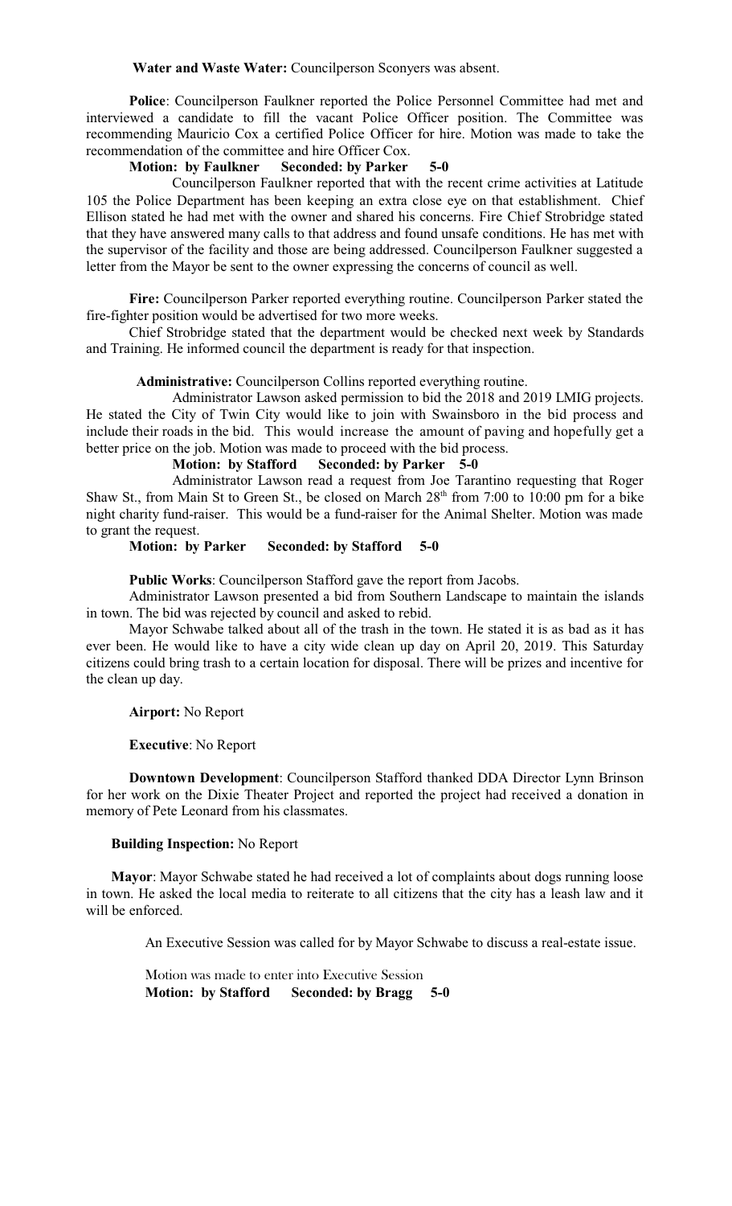**Water and Waste Water:** Councilperson Sconyers was absent.

**Police**: Councilperson Faulkner reported the Police Personnel Committee had met and interviewed a candidate to fill the vacant Police Officer position. The Committee was recommending Mauricio Cox a certified Police Officer for hire. Motion was made to take the recommendation of the committee and hire Officer Cox.

**Motion: by Faulkner Seconded: by Parker 5-0**

Councilperson Faulkner reported that with the recent crime activities at Latitude 105 the Police Department has been keeping an extra close eye on that establishment. Chief Ellison stated he had met with the owner and shared his concerns. Fire Chief Strobridge stated that they have answered many calls to that address and found unsafe conditions. He has met with the supervisor of the facility and those are being addressed. Councilperson Faulkner suggested a letter from the Mayor be sent to the owner expressing the concerns of council as well.

**Fire:** Councilperson Parker reported everything routine. Councilperson Parker stated the fire-fighter position would be advertised for two more weeks.

Chief Strobridge stated that the department would be checked next week by Standards and Training. He informed council the department is ready for that inspection.

**Administrative:** Councilperson Collins reported everything routine.

Administrator Lawson asked permission to bid the 2018 and 2019 LMIG projects. He stated the City of Twin City would like to join with Swainsboro in the bid process and include their roads in the bid. This would increase the amount of paving and hopefully get a better price on the job. Motion was made to proceed with the bid process.

**Motion: by Stafford Seconded: by Parker 5-0**

Administrator Lawson read a request from Joe Tarantino requesting that Roger Shaw St., from Main St to Green St., be closed on March 28th from 7:00 to 10:00 pm for a bike night charity fund-raiser. This would be a fund-raiser for the Animal Shelter. Motion was made to grant the request.

**Motion: by Parker Seconded: by Stafford 5-0**

**Public Works**: Councilperson Stafford gave the report from Jacobs.

Administrator Lawson presented a bid from Southern Landscape to maintain the islands in town. The bid was rejected by council and asked to rebid.

Mayor Schwabe talked about all of the trash in the town. He stated it is as bad as it has ever been. He would like to have a city wide clean up day on April 20, 2019. This Saturday citizens could bring trash to a certain location for disposal. There will be prizes and incentive for the clean up day.

**Airport:** No Report

**Executive**: No Report

**Downtown Development**: Councilperson Stafford thanked DDA Director Lynn Brinson for her work on the Dixie Theater Project and reported the project had received a donation in memory of Pete Leonard from his classmates.

**Building Inspection:** No Report

**Mayor**: Mayor Schwabe stated he had received a lot of complaints about dogs running loose in town. He asked the local media to reiterate to all citizens that the city has a leash law and it will be enforced.

An Executive Session was called for by Mayor Schwabe to discuss a real-estate issue.

Motion was made to enter into Executive Session

**Motion: by Stafford Seconded: by Bragg 5-0**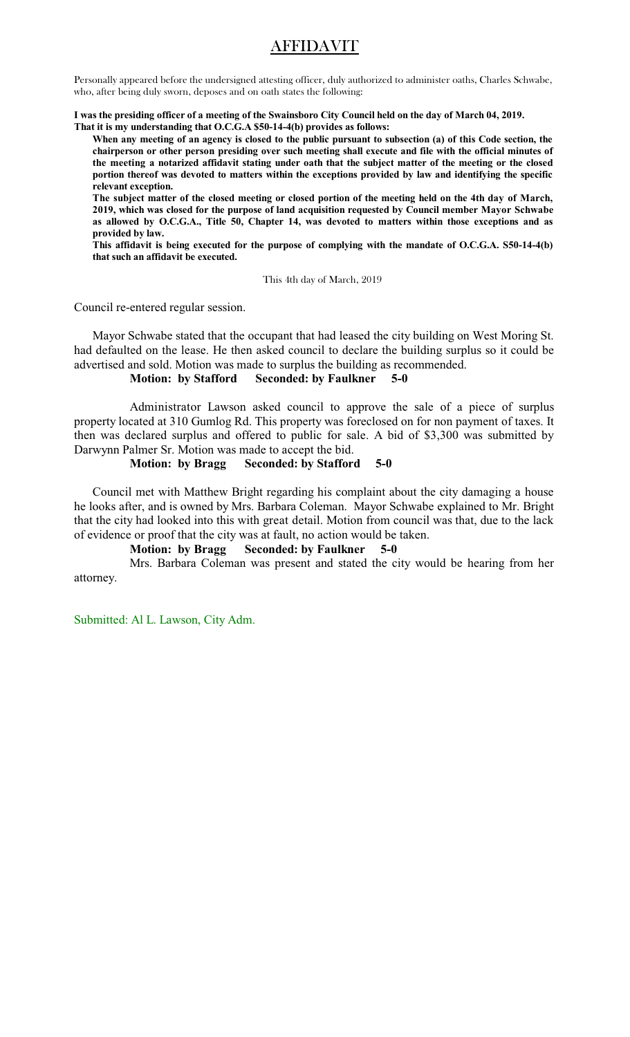# AFFIDAVIT

Personally appeared before the undersigned attesting officer, duly authorized to administer oaths, Charles Schwabe, who, after being duly sworn, deposes and on oath states the following:

**I was the presiding officer of a meeting of the Swainsboro City Council held on the day of March 04, 2019.**
**That it is my understanding that O.C.G.A $50-14-4(b) provides as follows:**

**When any meeting of an agency is closed to the public pursuant to subsection (a) of this Code section, the chairperson or other person presiding over such meeting shall execute and file with the official minutes of the meeting a notarized affidavit stating under oath that the subject matter of the meeting or the closed portion thereof was devoted to matters within the exceptions provided by law and identifying the specific relevant exception.**

**The subject matter of the closed meeting or closed portion of the meeting held on the 4th day of March, 2019, which was closed for the purpose of land acquisition requested by Council member Mayor Schwabe as allowed by O.C.G.A., Title 50, Chapter 14, was devoted to matters within those exceptions and as provided by law.**

**This affidavit is being executed for the purpose of complying with the mandate of O.C.G.A. S50-14-4(b) that such an affidavit be executed.**

This 4th day of March, 2019

Council re-entered regular session.

Mayor Schwabe stated that the occupant that had leased the city building on West Moring St. had defaulted on the lease. He then asked council to declare the building surplus so it could be advertised and sold. Motion was made to surplus the building as recommended.

**Motion: by Stafford Seconded: by Faulkner 5-0**

Administrator Lawson asked council to approve the sale of a piece of surplus property located at 310 Gumlog Rd. This property was foreclosed on for non payment of taxes. It then was declared surplus and offered to public for sale. A bid of $3,300 was submitted by Darwynn Palmer Sr. Motion was made to accept the bid.

**Motion: by Bragg Seconded: by Stafford 5-0**

Council met with Matthew Bright regarding his complaint about the city damaging a house he looks after, and is owned by Mrs. Barbara Coleman. Mayor Schwabe explained to Mr. Bright that the city had looked into this with great detail. Motion from council was that, due to the lack of evidence or proof that the city was at fault, no action would be taken.

**Motion: by Bragg Seconded: by Faulkner 5-0**

Mrs. Barbara Coleman was present and stated the city would be hearing from her attorney.

Submitted: Al L. Lawson, City Adm.